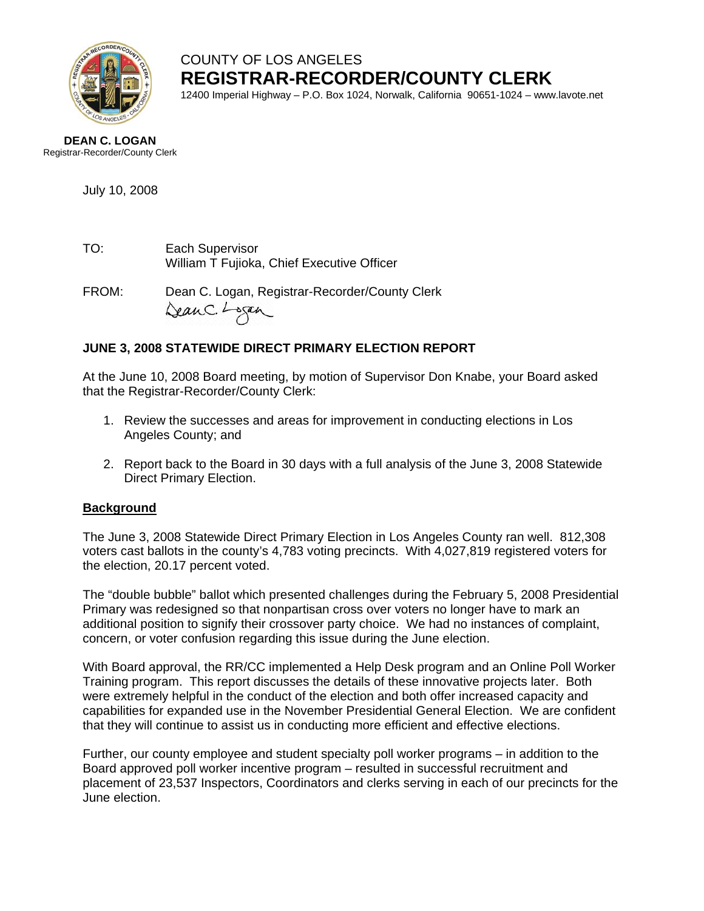COUNTY OF LOS ANGELES
# REGISTRAR-RECORDER/COUNTY CLERK

12400 Imperial Highway – P.O. Box 1024, Norwalk, California 90651-1024 – www.lavote.net

**DEAN C. LOGAN**
Registrar-Recorder/County Clerk

July 10, 2008

TO: Each Supervisor
William T Fujioka, Chief Executive Officer

FROM: Dean C. Logan, Registrar-Recorder/County Clerk

## JUNE 3, 2008 STATEWIDE DIRECT PRIMARY ELECTION REPORT

At the June 10, 2008 Board meeting, by motion of Supervisor Don Knabe, your Board asked that the Registrar-Recorder/County Clerk:

1. Review the successes and areas for improvement in conducting elections in Los Angeles County; and

2. Report back to the Board in 30 days with a full analysis of the June 3, 2008 Statewide Direct Primary Election.

### Background

The June 3, 2008 Statewide Direct Primary Election in Los Angeles County ran well. 812,308 voters cast ballots in the county's 4,783 voting precincts. With 4,027,819 registered voters for the election, 20.17 percent voted.

The "double bubble" ballot which presented challenges during the February 5, 2008 Presidential Primary was redesigned so that nonpartisan cross over voters no longer have to mark an additional position to signify their crossover party choice. We had no instances of complaint, concern, or voter confusion regarding this issue during the June election.

With Board approval, the RR/CC implemented a Help Desk program and an Online Poll Worker Training program. This report discusses the details of these innovative projects later. Both were extremely helpful in the conduct of the election and both offer increased capacity and capabilities for expanded use in the November Presidential General Election. We are confident that they will continue to assist us in conducting more efficient and effective elections.

Further, our county employee and student specialty poll worker programs – in addition to the Board approved poll worker incentive program – resulted in successful recruitment and placement of 23,537 Inspectors, Coordinators and clerks serving in each of our precincts for the June election.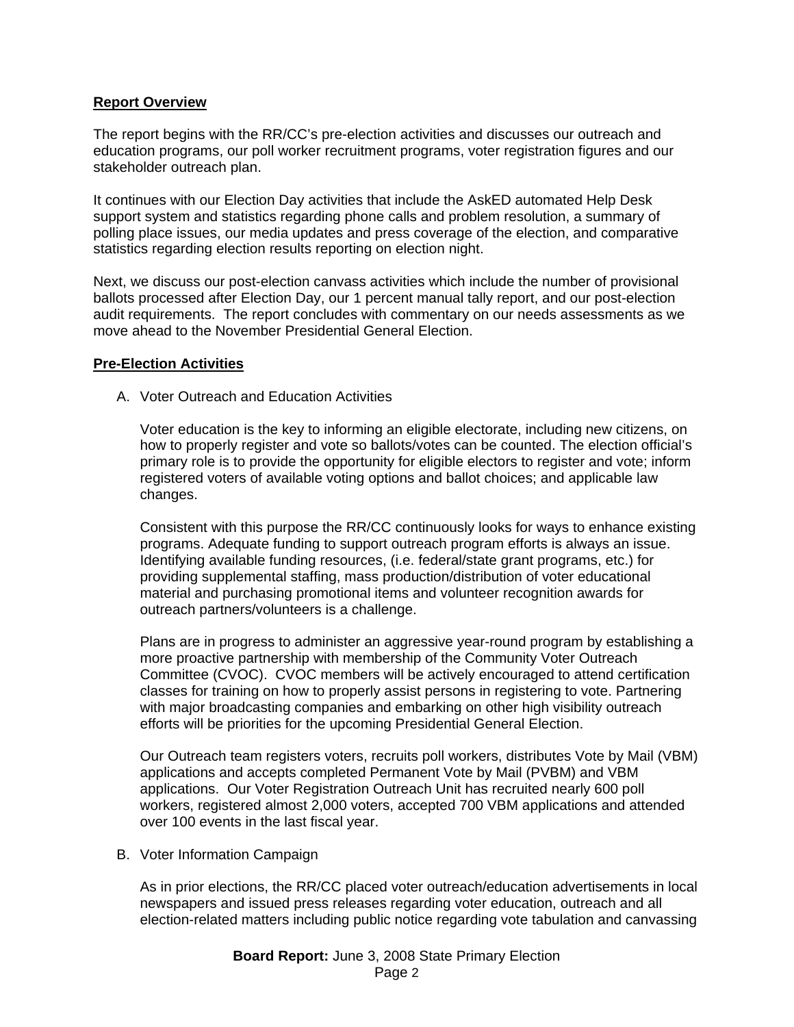**Report Overview**

The report begins with the RR/CC's pre-election activities and discusses our outreach and education programs, our poll worker recruitment programs, voter registration figures and our stakeholder outreach plan.

It continues with our Election Day activities that include the AskED automated Help Desk support system and statistics regarding phone calls and problem resolution, a summary of polling place issues, our media updates and press coverage of the election, and comparative statistics regarding election results reporting on election night.

Next, we discuss our post-election canvass activities which include the number of provisional ballots processed after Election Day, our 1 percent manual tally report, and our post-election audit requirements. The report concludes with commentary on our needs assessments as we move ahead to the November Presidential General Election.

**Pre-Election Activities**

A. Voter Outreach and Education Activities

   Voter education is the key to informing an eligible electorate, including new citizens, on how to properly register and vote so ballots/votes can be counted. The election official's primary role is to provide the opportunity for eligible electors to register and vote; inform registered voters of available voting options and ballot choices; and applicable law changes.

   Consistent with this purpose the RR/CC continuously looks for ways to enhance existing programs. Adequate funding to support outreach program efforts is always an issue. Identifying available funding resources, (i.e. federal/state grant programs, etc.) for providing supplemental staffing, mass production/distribution of voter educational material and purchasing promotional items and volunteer recognition awards for outreach partners/volunteers is a challenge.

   Plans are in progress to administer an aggressive year-round program by establishing a more proactive partnership with membership of the Community Voter Outreach Committee (CVOC). CVOC members will be actively encouraged to attend certification classes for training on how to properly assist persons in registering to vote. Partnering with major broadcasting companies and embarking on other high visibility outreach efforts will be priorities for the upcoming Presidential General Election.

   Our Outreach team registers voters, recruits poll workers, distributes Vote by Mail (VBM) applications and accepts completed Permanent Vote by Mail (PVBM) and VBM applications. Our Voter Registration Outreach Unit has recruited nearly 600 poll workers, registered almost 2,000 voters, accepted 700 VBM applications and attended over 100 events in the last fiscal year.

B. Voter Information Campaign

   As in prior elections, the RR/CC placed voter outreach/education advertisements in local newspapers and issued press releases regarding voter education, outreach and all election-related matters including public notice regarding vote tabulation and canvassing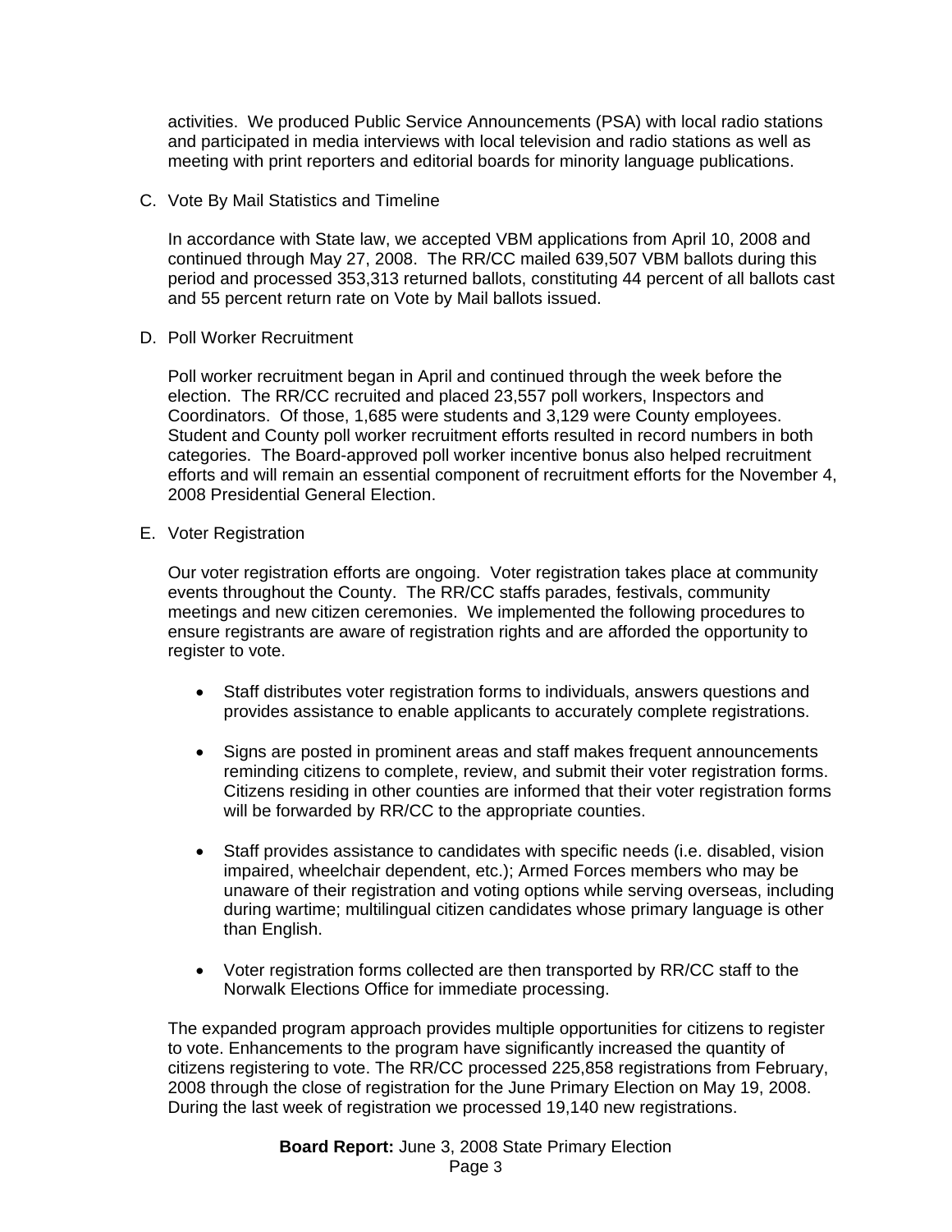activities. We produced Public Service Announcements (PSA) with local radio stations and participated in media interviews with local television and radio stations as well as meeting with print reporters and editorial boards for minority language publications.

C. Vote By Mail Statistics and Timeline

In accordance with State law, we accepted VBM applications from April 10, 2008 and continued through May 27, 2008. The RR/CC mailed 639,507 VBM ballots during this period and processed 353,313 returned ballots, constituting 44 percent of all ballots cast and 55 percent return rate on Vote by Mail ballots issued.

D. Poll Worker Recruitment

Poll worker recruitment began in April and continued through the week before the election. The RR/CC recruited and placed 23,557 poll workers, Inspectors and Coordinators. Of those, 1,685 were students and 3,129 were County employees. Student and County poll worker recruitment efforts resulted in record numbers in both categories. The Board-approved poll worker incentive bonus also helped recruitment efforts and will remain an essential component of recruitment efforts for the November 4, 2008 Presidential General Election.

E. Voter Registration

Our voter registration efforts are ongoing. Voter registration takes place at community events throughout the County. The RR/CC staffs parades, festivals, community meetings and new citizen ceremonies. We implemented the following procedures to ensure registrants are aware of registration rights and are afforded the opportunity to register to vote.

- Staff distributes voter registration forms to individuals, answers questions and provides assistance to enable applicants to accurately complete registrations.

- Signs are posted in prominent areas and staff makes frequent announcements reminding citizens to complete, review, and submit their voter registration forms. Citizens residing in other counties are informed that their voter registration forms will be forwarded by RR/CC to the appropriate counties.

- Staff provides assistance to candidates with specific needs (i.e. disabled, vision impaired, wheelchair dependent, etc.); Armed Forces members who may be unaware of their registration and voting options while serving overseas, including during wartime; multilingual citizen candidates whose primary language is other than English.

- Voter registration forms collected are then transported by RR/CC staff to the Norwalk Elections Office for immediate processing.

The expanded program approach provides multiple opportunities for citizens to register to vote. Enhancements to the program have significantly increased the quantity of citizens registering to vote. The RR/CC processed 225,858 registrations from February, 2008 through the close of registration for the June Primary Election on May 19, 2008. During the last week of registration we processed 19,140 new registrations.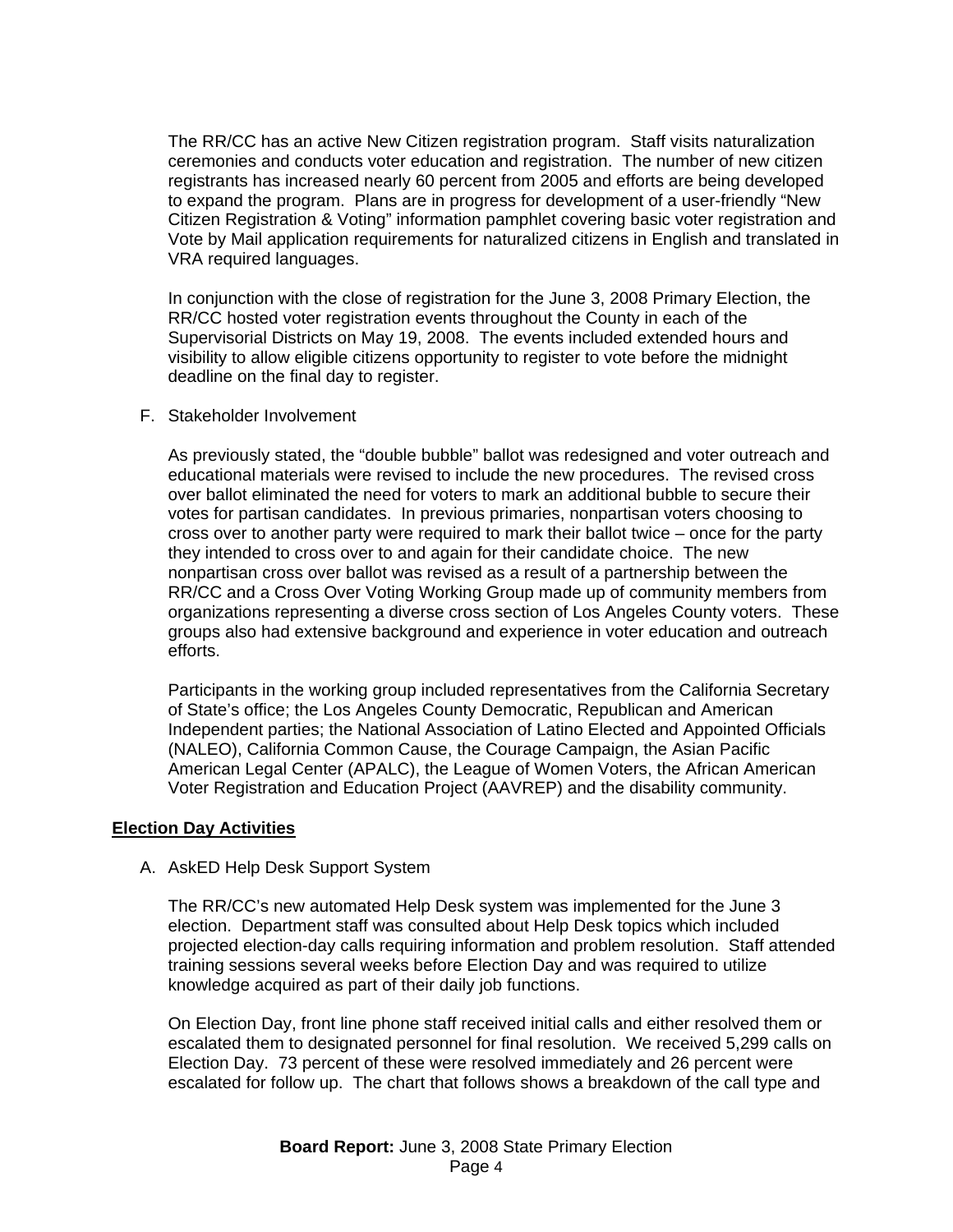The RR/CC has an active New Citizen registration program. Staff visits naturalization ceremonies and conducts voter education and registration. The number of new citizen registrants has increased nearly 60 percent from 2005 and efforts are being developed to expand the program. Plans are in progress for development of a user-friendly "New Citizen Registration & Voting" information pamphlet covering basic voter registration and Vote by Mail application requirements for naturalized citizens in English and translated in VRA required languages.

In conjunction with the close of registration for the June 3, 2008 Primary Election, the RR/CC hosted voter registration events throughout the County in each of the Supervisorial Districts on May 19, 2008. The events included extended hours and visibility to allow eligible citizens opportunity to register to vote before the midnight deadline on the final day to register.

F. Stakeholder Involvement

As previously stated, the "double bubble" ballot was redesigned and voter outreach and educational materials were revised to include the new procedures. The revised cross over ballot eliminated the need for voters to mark an additional bubble to secure their votes for partisan candidates. In previous primaries, nonpartisan voters choosing to cross over to another party were required to mark their ballot twice – once for the party they intended to cross over to and again for their candidate choice. The new nonpartisan cross over ballot was revised as a result of a partnership between the RR/CC and a Cross Over Voting Working Group made up of community members from organizations representing a diverse cross section of Los Angeles County voters. These groups also had extensive background and experience in voter education and outreach efforts.

Participants in the working group included representatives from the California Secretary of State's office; the Los Angeles County Democratic, Republican and American Independent parties; the National Association of Latino Elected and Appointed Officials (NALEO), California Common Cause, the Courage Campaign, the Asian Pacific American Legal Center (APALC), the League of Women Voters, the African American Voter Registration and Education Project (AAVREP) and the disability community.

## Election Day Activities

A. AskED Help Desk Support System

The RR/CC's new automated Help Desk system was implemented for the June 3 election. Department staff was consulted about Help Desk topics which included projected election-day calls requiring information and problem resolution. Staff attended training sessions several weeks before Election Day and was required to utilize knowledge acquired as part of their daily job functions.

On Election Day, front line phone staff received initial calls and either resolved them or escalated them to designated personnel for final resolution. We received 5,299 calls on Election Day. 73 percent of these were resolved immediately and 26 percent were escalated for follow up. The chart that follows shows a breakdown of the call type and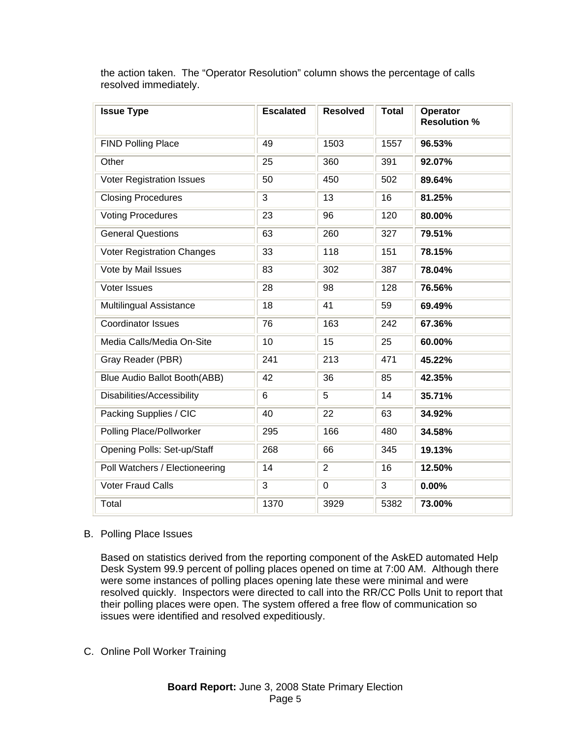the action taken. The "Operator Resolution" column shows the percentage of calls resolved immediately.

| Issue Type | Escalated | Resolved | Total | Operator Resolution % |
|---|---|---|---|---|
| FIND Polling Place | 49 | 1503 | 1557 | **96.53%** |
| Other | 25 | 360 | 391 | **92.07%** |
| Voter Registration Issues | 50 | 450 | 502 | **89.64%** |
| Closing Procedures | 3 | 13 | 16 | **81.25%** |
| Voting Procedures | 23 | 96 | 120 | **80.00%** |
| General Questions | 63 | 260 | 327 | **79.51%** |
| Voter Registration Changes | 33 | 118 | 151 | **78.15%** |
| Vote by Mail Issues | 83 | 302 | 387 | **78.04%** |
| Voter Issues | 28 | 98 | 128 | **76.56%** |
| Multilingual Assistance | 18 | 41 | 59 | **69.49%** |
| Coordinator Issues | 76 | 163 | 242 | **67.36%** |
| Media Calls/Media On-Site | 10 | 15 | 25 | **60.00%** |
| Gray Reader (PBR) | 241 | 213 | 471 | **45.22%** |
| Blue Audio Ballot Booth(ABB) | 42 | 36 | 85 | **42.35%** |
| Disabilities/Accessibility | 6 | 5 | 14 | **35.71%** |
| Packing Supplies / CIC | 40 | 22 | 63 | **34.92%** |
| Polling Place/Pollworker | 295 | 166 | 480 | **34.58%** |
| Opening Polls: Set-up/Staff | 268 | 66 | 345 | **19.13%** |
| Poll Watchers / Electioneering | 14 | 2 | 16 | **12.50%** |
| Voter Fraud Calls | 3 | 0 | 3 | **0.00%** |
| Total | 1370 | 3929 | 5382 | **73.00%** |

B. Polling Place Issues

Based on statistics derived from the reporting component of the AskED automated Help Desk System 99.9 percent of polling places opened on time at 7:00 AM. Although there were some instances of polling places opening late these were minimal and were resolved quickly. Inspectors were directed to call into the RR/CC Polls Unit to report that their polling places were open. The system offered a free flow of communication so issues were identified and resolved expeditiously.

C. Online Poll Worker Training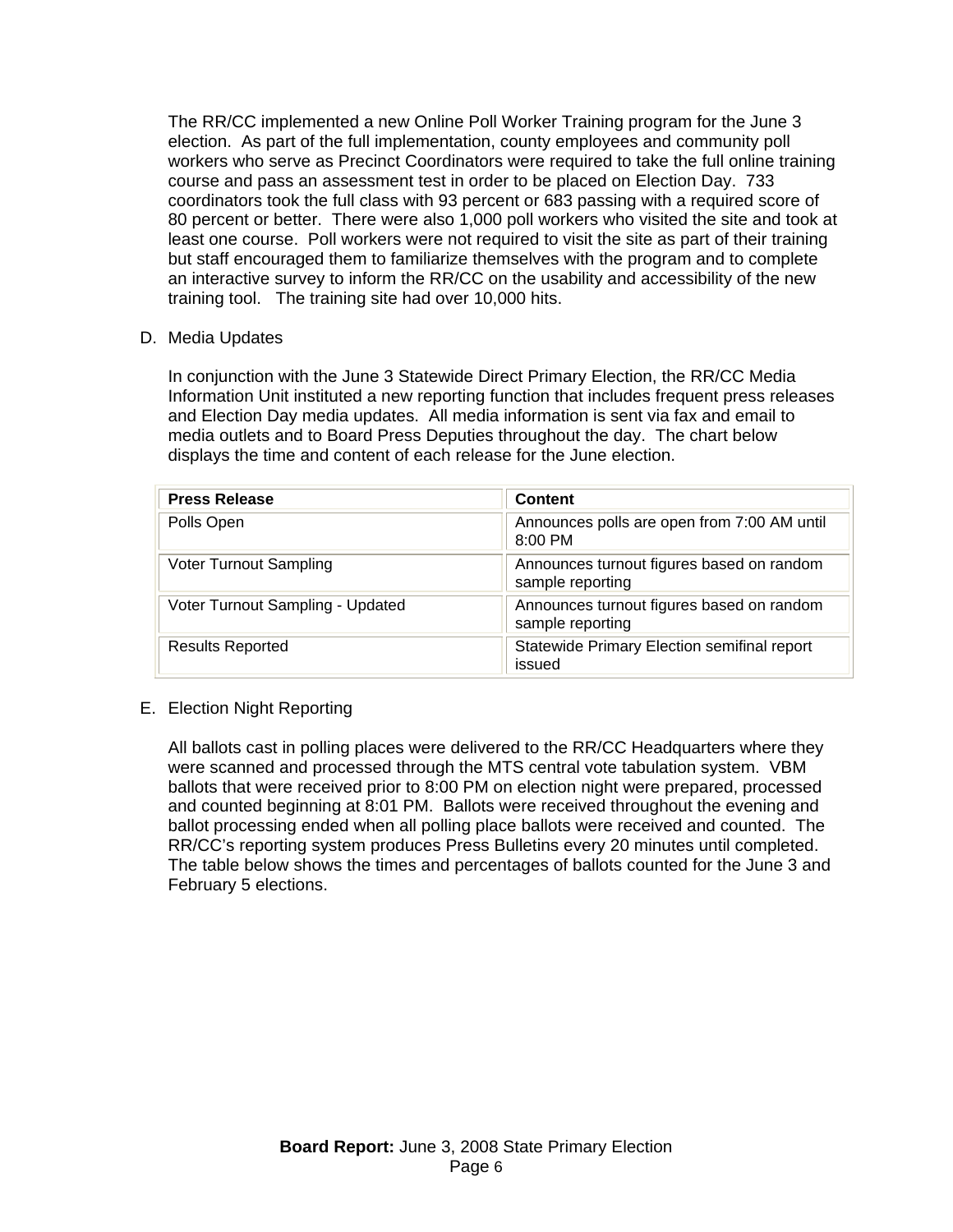The RR/CC implemented a new Online Poll Worker Training program for the June 3 election. As part of the full implementation, county employees and community poll workers who serve as Precinct Coordinators were required to take the full online training course and pass an assessment test in order to be placed on Election Day. 733 coordinators took the full class with 93 percent or 683 passing with a required score of 80 percent or better. There were also 1,000 poll workers who visited the site and took at least one course. Poll workers were not required to visit the site as part of their training but staff encouraged them to familiarize themselves with the program and to complete an interactive survey to inform the RR/CC on the usability and accessibility of the new training tool. The training site had over 10,000 hits.

D. Media Updates

In conjunction with the June 3 Statewide Direct Primary Election, the RR/CC Media Information Unit instituted a new reporting function that includes frequent press releases and Election Day media updates. All media information is sent via fax and email to media outlets and to Board Press Deputies throughout the day. The chart below displays the time and content of each release for the June election.

| Press Release | Content |
| --- | --- |
| Polls Open | Announces polls are open from 7:00 AM until 8:00 PM |
| Voter Turnout Sampling | Announces turnout figures based on random sample reporting |
| Voter Turnout Sampling - Updated | Announces turnout figures based on random sample reporting |
| Results Reported | Statewide Primary Election semifinal report issued |

E. Election Night Reporting

All ballots cast in polling places were delivered to the RR/CC Headquarters where they were scanned and processed through the MTS central vote tabulation system. VBM ballots that were received prior to 8:00 PM on election night were prepared, processed and counted beginning at 8:01 PM. Ballots were received throughout the evening and ballot processing ended when all polling place ballots were received and counted. The RR/CC's reporting system produces Press Bulletins every 20 minutes until completed. The table below shows the times and percentages of ballots counted for the June 3 and February 5 elections.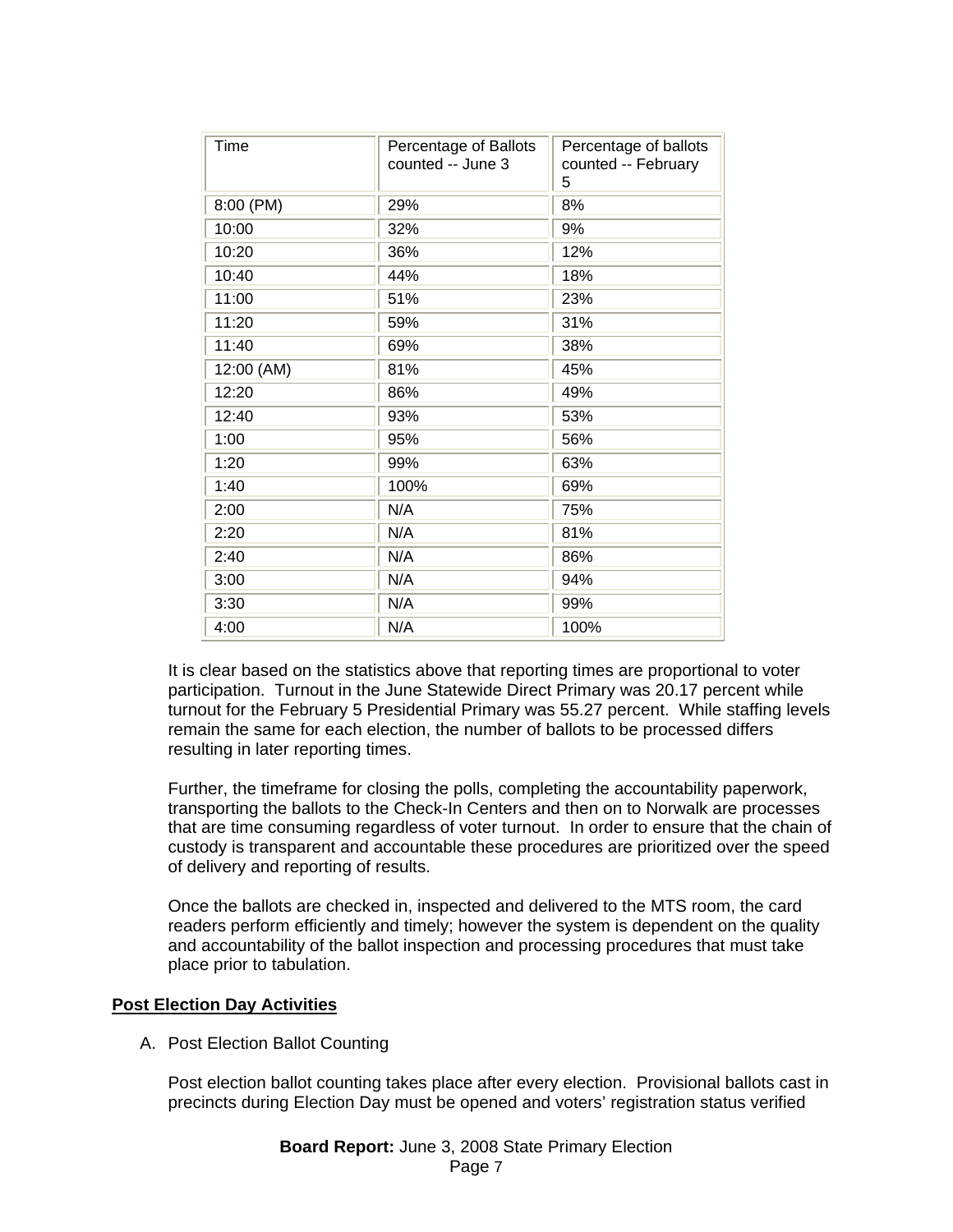| Time | Percentage of Ballots counted -- June 3 | Percentage of ballots counted -- February 5 |
|---|---|---|
| 8:00 (PM) | 29% | 8% |
| 10:00 | 32% | 9% |
| 10:20 | 36% | 12% |
| 10:40 | 44% | 18% |
| 11:00 | 51% | 23% |
| 11:20 | 59% | 31% |
| 11:40 | 69% | 38% |
| 12:00 (AM) | 81% | 45% |
| 12:20 | 86% | 49% |
| 12:40 | 93% | 53% |
| 1:00 | 95% | 56% |
| 1:20 | 99% | 63% |
| 1:40 | 100% | 69% |
| 2:00 | N/A | 75% |
| 2:20 | N/A | 81% |
| 2:40 | N/A | 86% |
| 3:00 | N/A | 94% |
| 3:30 | N/A | 99% |
| 4:00 | N/A | 100% |

It is clear based on the statistics above that reporting times are proportional to voter participation. Turnout in the June Statewide Direct Primary was 20.17 percent while turnout for the February 5 Presidential Primary was 55.27 percent. While staffing levels remain the same for each election, the number of ballots to be processed differs resulting in later reporting times.

Further, the timeframe for closing the polls, completing the accountability paperwork, transporting the ballots to the Check-In Centers and then on to Norwalk are processes that are time consuming regardless of voter turnout. In order to ensure that the chain of custody is transparent and accountable these procedures are prioritized over the speed of delivery and reporting of results.

Once the ballots are checked in, inspected and delivered to the MTS room, the card readers perform efficiently and timely; however the system is dependent on the quality and accountability of the ballot inspection and processing procedures that must take place prior to tabulation.

## Post Election Day Activities

A. Post Election Ballot Counting

Post election ballot counting takes place after every election. Provisional ballots cast in precincts during Election Day must be opened and voters' registration status verified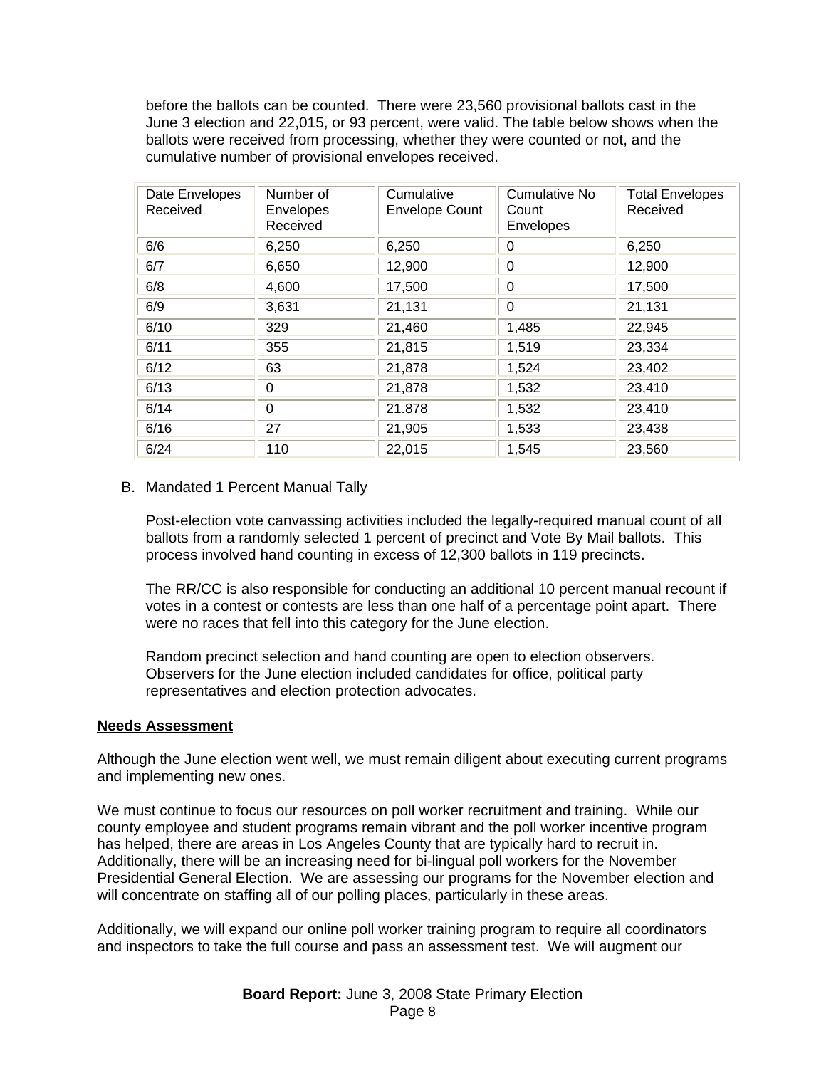before the ballots can be counted. There were 23,560 provisional ballots cast in the June 3 election and 22,015, or 93 percent, were valid. The table below shows when the ballots were received from processing, whether they were counted or not, and the cumulative number of provisional envelopes received.

| Date Envelopes Received | Number of Envelopes Received | Cumulative Envelope Count | Cumulative No Count Envelopes | Total Envelopes Received |
|---|---|---|---|---|
| 6/6 | 6,250 | 6,250 | 0 | 6,250 |
| 6/7 | 6,650 | 12,900 | 0 | 12,900 |
| 6/8 | 4,600 | 17,500 | 0 | 17,500 |
| 6/9 | 3,631 | 21,131 | 0 | 21,131 |
| 6/10 | 329 | 21,460 | 1,485 | 22,945 |
| 6/11 | 355 | 21,815 | 1,519 | 23,334 |
| 6/12 | 63 | 21,878 | 1,524 | 23,402 |
| 6/13 | 0 | 21,878 | 1,532 | 23,410 |
| 6/14 | 0 | 21.878 | 1,532 | 23,410 |
| 6/16 | 27 | 21,905 | 1,533 | 23,438 |
| 6/24 | 110 | 22,015 | 1,545 | 23,560 |

B. Mandated 1 Percent Manual Tally

Post-election vote canvassing activities included the legally-required manual count of all ballots from a randomly selected 1 percent of precinct and Vote By Mail ballots. This process involved hand counting in excess of 12,300 ballots in 119 precincts.

The RR/CC is also responsible for conducting an additional 10 percent manual recount if votes in a contest or contests are less than one half of a percentage point apart. There were no races that fell into this category for the June election.

Random precinct selection and hand counting are open to election observers. Observers for the June election included candidates for office, political party representatives and election protection advocates.

**Needs Assessment**

Although the June election went well, we must remain diligent about executing current programs and implementing new ones.

We must continue to focus our resources on poll worker recruitment and training. While our county employee and student programs remain vibrant and the poll worker incentive program has helped, there are areas in Los Angeles County that are typically hard to recruit in. Additionally, there will be an increasing need for bi-lingual poll workers for the November Presidential General Election. We are assessing our programs for the November election and will concentrate on staffing all of our polling places, particularly in these areas.

Additionally, we will expand our online poll worker training program to require all coordinators and inspectors to take the full course and pass an assessment test. We will augment our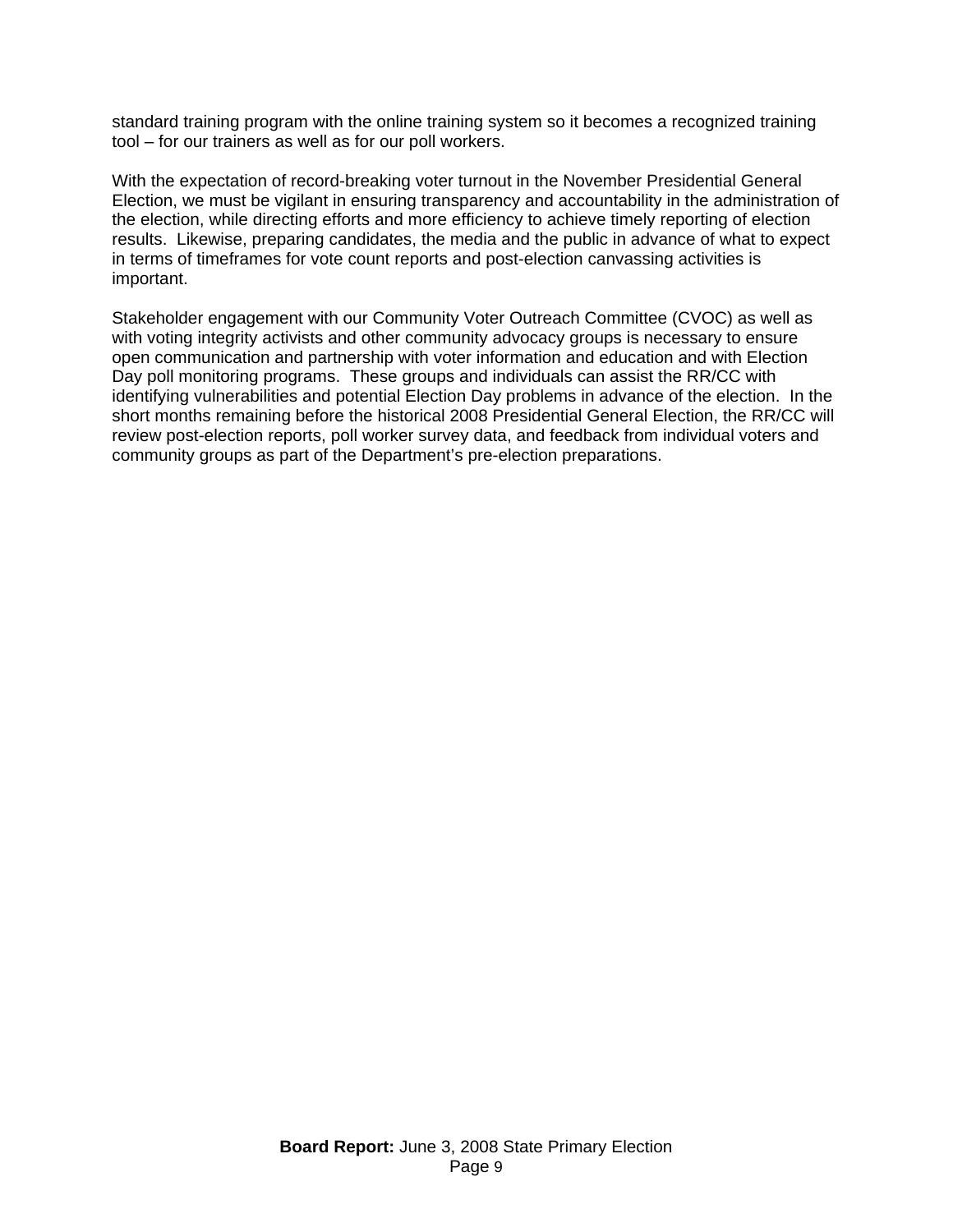standard training program with the online training system so it becomes a recognized training tool – for our trainers as well as for our poll workers.

With the expectation of record-breaking voter turnout in the November Presidential General Election, we must be vigilant in ensuring transparency and accountability in the administration of the election, while directing efforts and more efficiency to achieve timely reporting of election results. Likewise, preparing candidates, the media and the public in advance of what to expect in terms of timeframes for vote count reports and post-election canvassing activities is important.

Stakeholder engagement with our Community Voter Outreach Committee (CVOC) as well as with voting integrity activists and other community advocacy groups is necessary to ensure open communication and partnership with voter information and education and with Election Day poll monitoring programs. These groups and individuals can assist the RR/CC with identifying vulnerabilities and potential Election Day problems in advance of the election. In the short months remaining before the historical 2008 Presidential General Election, the RR/CC will review post-election reports, poll worker survey data, and feedback from individual voters and community groups as part of the Department's pre-election preparations.